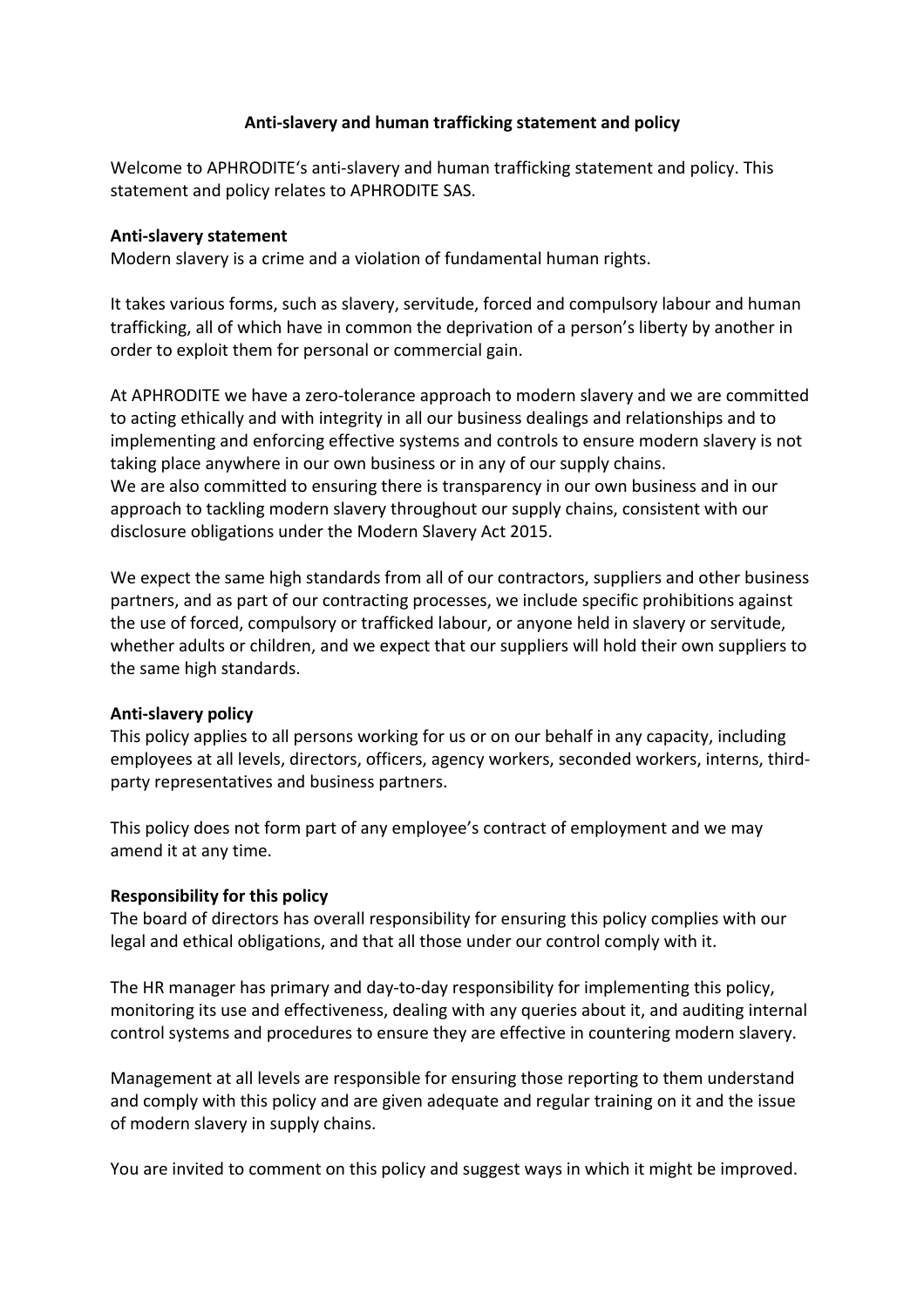# Anti-slavery and human trafficking statement and policy

Welcome to APHRODITE's anti-slavery and human trafficking statement and policy. This statement and policy relates to APHRODITE SAS.

## Anti-slavery statement

Modern slavery is a crime and a violation of fundamental human rights.

It takes various forms, such as slavery, servitude, forced and compulsory labour and human trafficking, all of which have in common the deprivation of a person's liberty by another in order to exploit them for personal or commercial gain.

At APHRODITE we have a zero-tolerance approach to modern slavery and we are committed to acting ethically and with integrity in all our business dealings and relationships and to implementing and enforcing effective systems and controls to ensure modern slavery is not taking place anywhere in our own business or in any of our supply chains.
We are also committed to ensuring there is transparency in our own business and in our approach to tackling modern slavery throughout our supply chains, consistent with our disclosure obligations under the Modern Slavery Act 2015.

We expect the same high standards from all of our contractors, suppliers and other business partners, and as part of our contracting processes, we include specific prohibitions against the use of forced, compulsory or trafficked labour, or anyone held in slavery or servitude, whether adults or children, and we expect that our suppliers will hold their own suppliers to the same high standards.

## Anti-slavery policy

This policy applies to all persons working for us or on our behalf in any capacity, including employees at all levels, directors, officers, agency workers, seconded workers, interns, third-party representatives and business partners.

This policy does not form part of any employee's contract of employment and we may amend it at any time.

## Responsibility for this policy

The board of directors has overall responsibility for ensuring this policy complies with our legal and ethical obligations, and that all those under our control comply with it.

The HR manager has primary and day-to-day responsibility for implementing this policy, monitoring its use and effectiveness, dealing with any queries about it, and auditing internal control systems and procedures to ensure they are effective in countering modern slavery.

Management at all levels are responsible for ensuring those reporting to them understand and comply with this policy and are given adequate and regular training on it and the issue of modern slavery in supply chains.

You are invited to comment on this policy and suggest ways in which it might be improved.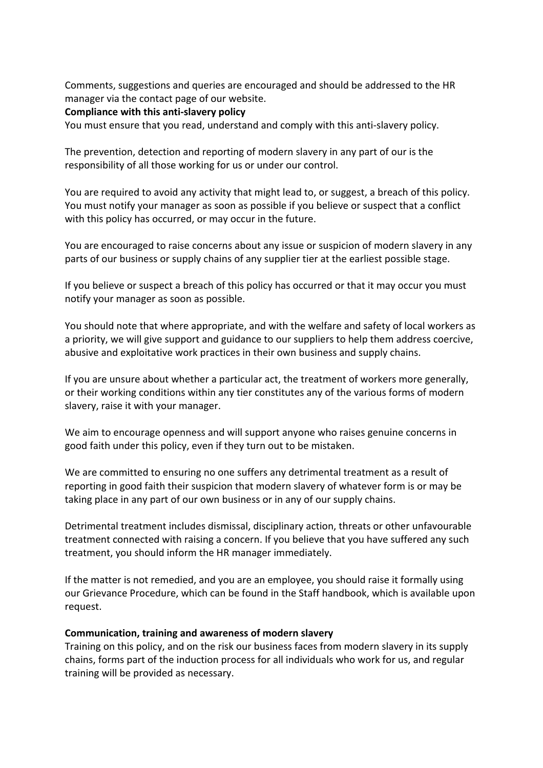Comments, suggestions and queries are encouraged and should be addressed to the HR manager via the contact page of our website.

**Compliance with this anti-slavery policy**

You must ensure that you read, understand and comply with this anti-slavery policy.

The prevention, detection and reporting of modern slavery in any part of our is the responsibility of all those working for us or under our control.

You are required to avoid any activity that might lead to, or suggest, a breach of this policy. You must notify your manager as soon as possible if you believe or suspect that a conflict with this policy has occurred, or may occur in the future.

You are encouraged to raise concerns about any issue or suspicion of modern slavery in any parts of our business or supply chains of any supplier tier at the earliest possible stage.

If you believe or suspect a breach of this policy has occurred or that it may occur you must notify your manager as soon as possible.

You should note that where appropriate, and with the welfare and safety of local workers as a priority, we will give support and guidance to our suppliers to help them address coercive, abusive and exploitative work practices in their own business and supply chains.

If you are unsure about whether a particular act, the treatment of workers more generally, or their working conditions within any tier constitutes any of the various forms of modern slavery, raise it with your manager.

We aim to encourage openness and will support anyone who raises genuine concerns in good faith under this policy, even if they turn out to be mistaken.

We are committed to ensuring no one suffers any detrimental treatment as a result of reporting in good faith their suspicion that modern slavery of whatever form is or may be taking place in any part of our own business or in any of our supply chains.

Detrimental treatment includes dismissal, disciplinary action, threats or other unfavourable treatment connected with raising a concern. If you believe that you have suffered any such treatment, you should inform the HR manager immediately.

If the matter is not remedied, and you are an employee, you should raise it formally using our Grievance Procedure, which can be found in the Staff handbook, which is available upon request.

**Communication, training and awareness of modern slavery**

Training on this policy, and on the risk our business faces from modern slavery in its supply chains, forms part of the induction process for all individuals who work for us, and regular training will be provided as necessary.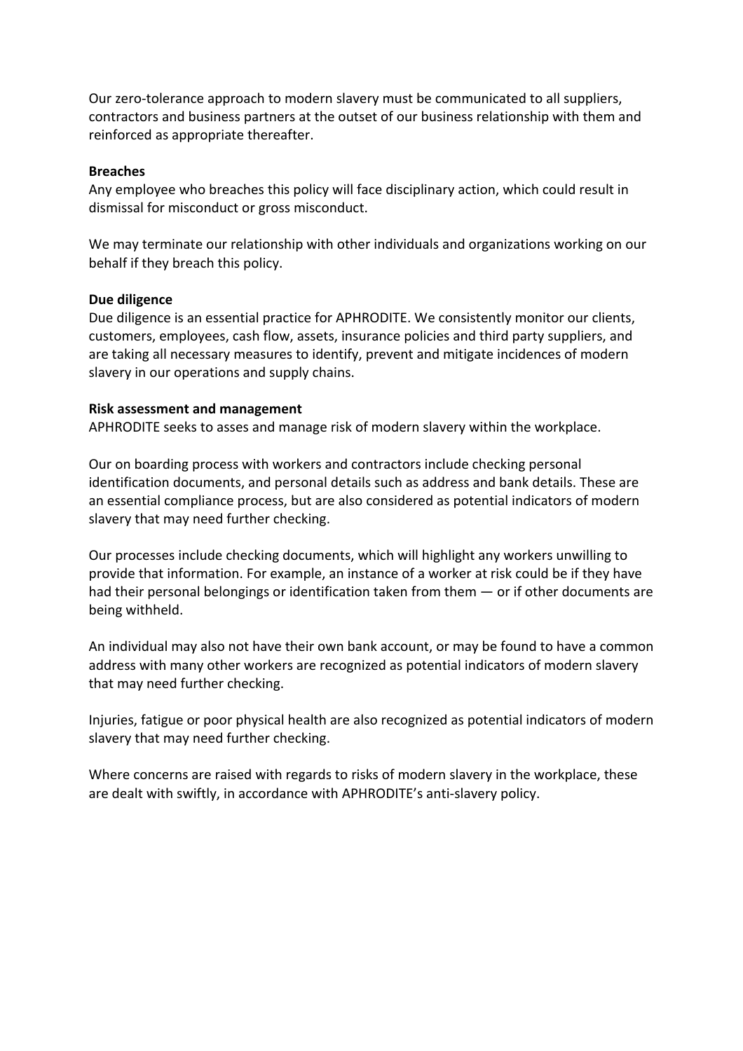Our zero-tolerance approach to modern slavery must be communicated to all suppliers, contractors and business partners at the outset of our business relationship with them and reinforced as appropriate thereafter.

**Breaches**

Any employee who breaches this policy will face disciplinary action, which could result in dismissal for misconduct or gross misconduct.

We may terminate our relationship with other individuals and organizations working on our behalf if they breach this policy.

**Due diligence**

Due diligence is an essential practice for APHRODITE. We consistently monitor our clients, customers, employees, cash flow, assets, insurance policies and third party suppliers, and are taking all necessary measures to identify, prevent and mitigate incidences of modern slavery in our operations and supply chains.

**Risk assessment and management**

APHRODITE seeks to asses and manage risk of modern slavery within the workplace.

Our on boarding process with workers and contractors include checking personal identification documents, and personal details such as address and bank details. These are an essential compliance process, but are also considered as potential indicators of modern slavery that may need further checking.

Our processes include checking documents, which will highlight any workers unwilling to provide that information. For example, an instance of a worker at risk could be if they have had their personal belongings or identification taken from them — or if other documents are being withheld.

An individual may also not have their own bank account, or may be found to have a common address with many other workers are recognized as potential indicators of modern slavery that may need further checking.

Injuries, fatigue or poor physical health are also recognized as potential indicators of modern slavery that may need further checking.

Where concerns are raised with regards to risks of modern slavery in the workplace, these are dealt with swiftly, in accordance with APHRODITE's anti-slavery policy.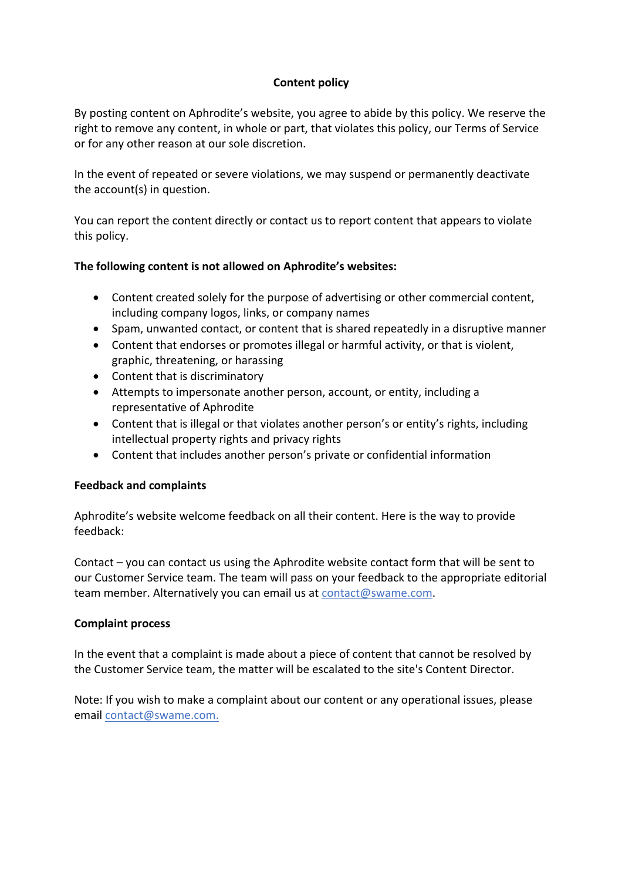# Content policy

By posting content on Aphrodite's website, you agree to abide by this policy. We reserve the right to remove any content, in whole or part, that violates this policy, our Terms of Service or for any other reason at our sole discretion.

In the event of repeated or severe violations, we may suspend or permanently deactivate the account(s) in question.

You can report the content directly or contact us to report content that appears to violate this policy.

**The following content is not allowed on Aphrodite's websites:**

- Content created solely for the purpose of advertising or other commercial content, including company logos, links, or company names
- Spam, unwanted contact, or content that is shared repeatedly in a disruptive manner
- Content that endorses or promotes illegal or harmful activity, or that is violent, graphic, threatening, or harassing
- Content that is discriminatory
- Attempts to impersonate another person, account, or entity, including a representative of Aphrodite
- Content that is illegal or that violates another person's or entity's rights, including intellectual property rights and privacy rights
- Content that includes another person's private or confidential information

**Feedback and complaints**

Aphrodite's website welcome feedback on all their content. Here is the way to provide feedback:

Contact – you can contact us using the Aphrodite website contact form that will be sent to our Customer Service team. The team will pass on your feedback to the appropriate editorial team member. Alternatively you can email us at contact@swame.com.

**Complaint process**

In the event that a complaint is made about a piece of content that cannot be resolved by the Customer Service team, the matter will be escalated to the site's Content Director.

Note: If you wish to make a complaint about our content or any operational issues, please email contact@swame.com.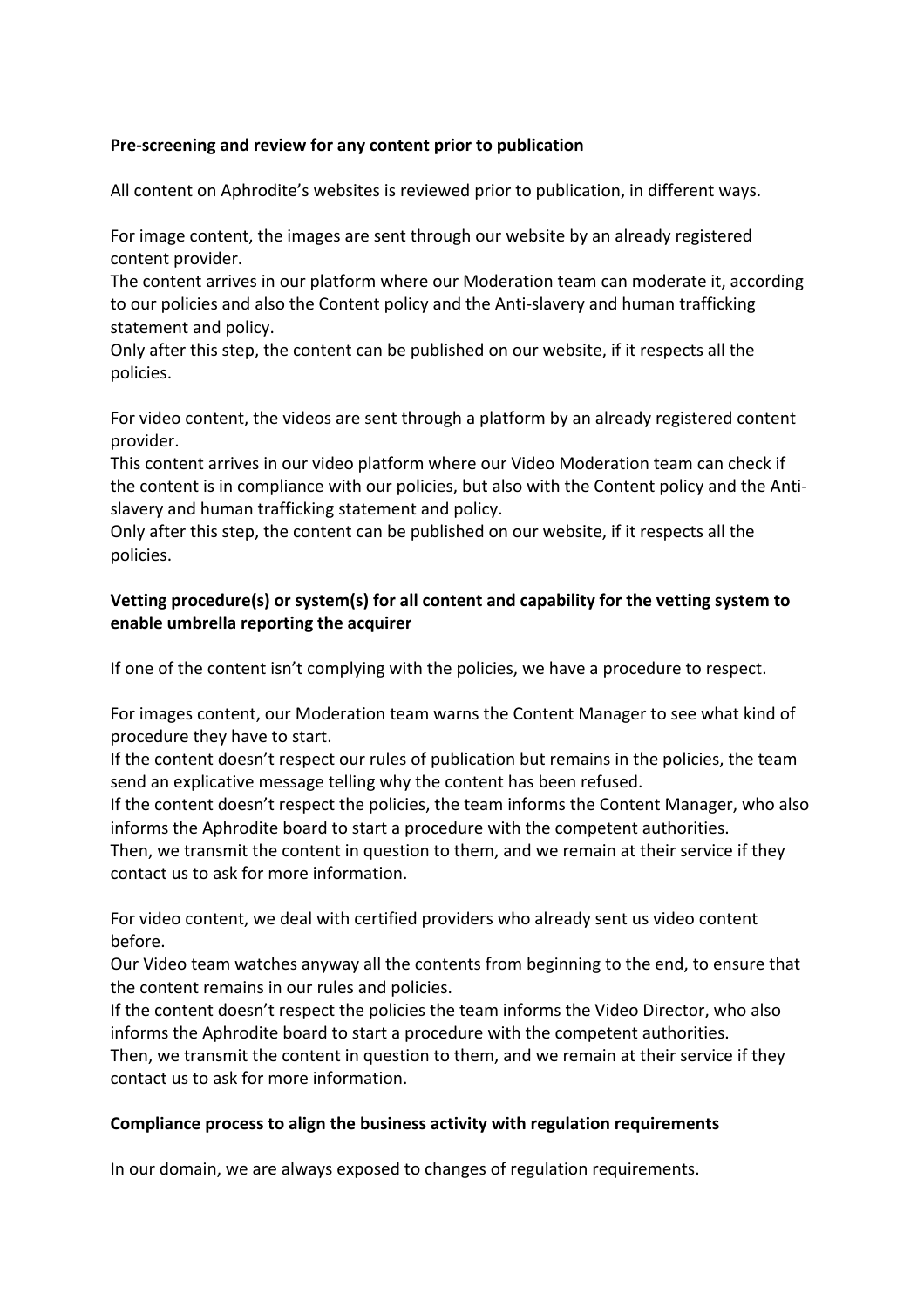**Pre-screening and review for any content prior to publication**

All content on Aphrodite's websites is reviewed prior to publication, in different ways.

For image content, the images are sent through our website by an already registered content provider.
The content arrives in our platform where our Moderation team can moderate it, according to our policies and also the Content policy and the Anti-slavery and human trafficking statement and policy.
Only after this step, the content can be published on our website, if it respects all the policies.

For video content, the videos are sent through a platform by an already registered content provider.
This content arrives in our video platform where our Video Moderation team can check if the content is in compliance with our policies, but also with the Content policy and the Anti-slavery and human trafficking statement and policy.
Only after this step, the content can be published on our website, if it respects all the policies.

**Vetting procedure(s) or system(s) for all content and capability for the vetting system to enable umbrella reporting the acquirer**

If one of the content isn't complying with the policies, we have a procedure to respect.

For images content, our Moderation team warns the Content Manager to see what kind of procedure they have to start.
If the content doesn't respect our rules of publication but remains in the policies, the team send an explicative message telling why the content has been refused.
If the content doesn't respect the policies, the team informs the Content Manager, who also informs the Aphrodite board to start a procedure with the competent authorities.
Then, we transmit the content in question to them, and we remain at their service if they contact us to ask for more information.

For video content, we deal with certified providers who already sent us video content before.
Our Video team watches anyway all the contents from beginning to the end, to ensure that the content remains in our rules and policies.
If the content doesn't respect the policies the team informs the Video Director, who also informs the Aphrodite board to start a procedure with the competent authorities.
Then, we transmit the content in question to them, and we remain at their service if they contact us to ask for more information.

**Compliance process to align the business activity with regulation requirements**

In our domain, we are always exposed to changes of regulation requirements.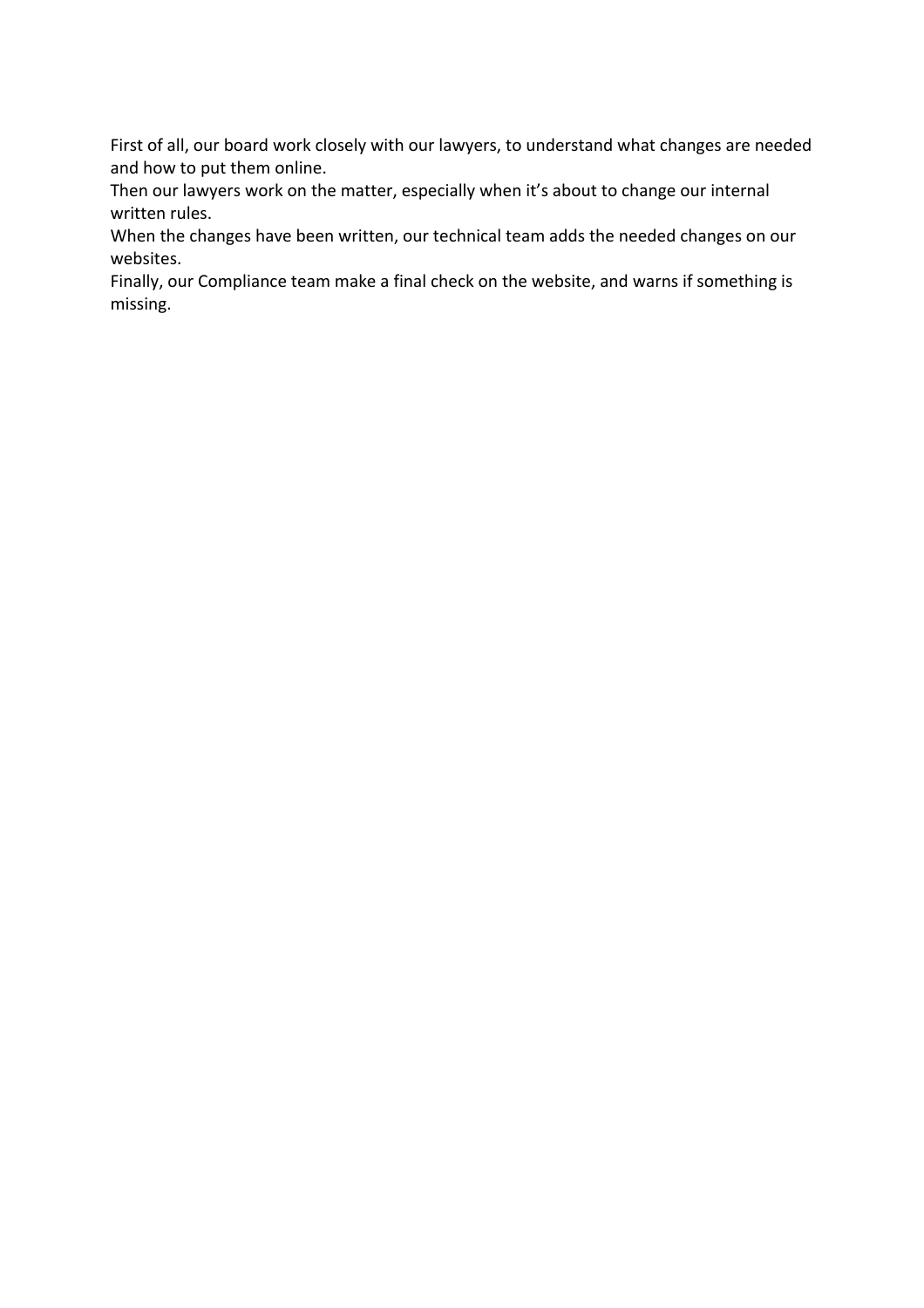First of all, our board work closely with our lawyers, to understand what changes are needed and how to put them online.
Then our lawyers work on the matter, especially when it's about to change our internal written rules.
When the changes have been written, our technical team adds the needed changes on our websites.
Finally, our Compliance team make a final check on the website, and warns if something is missing.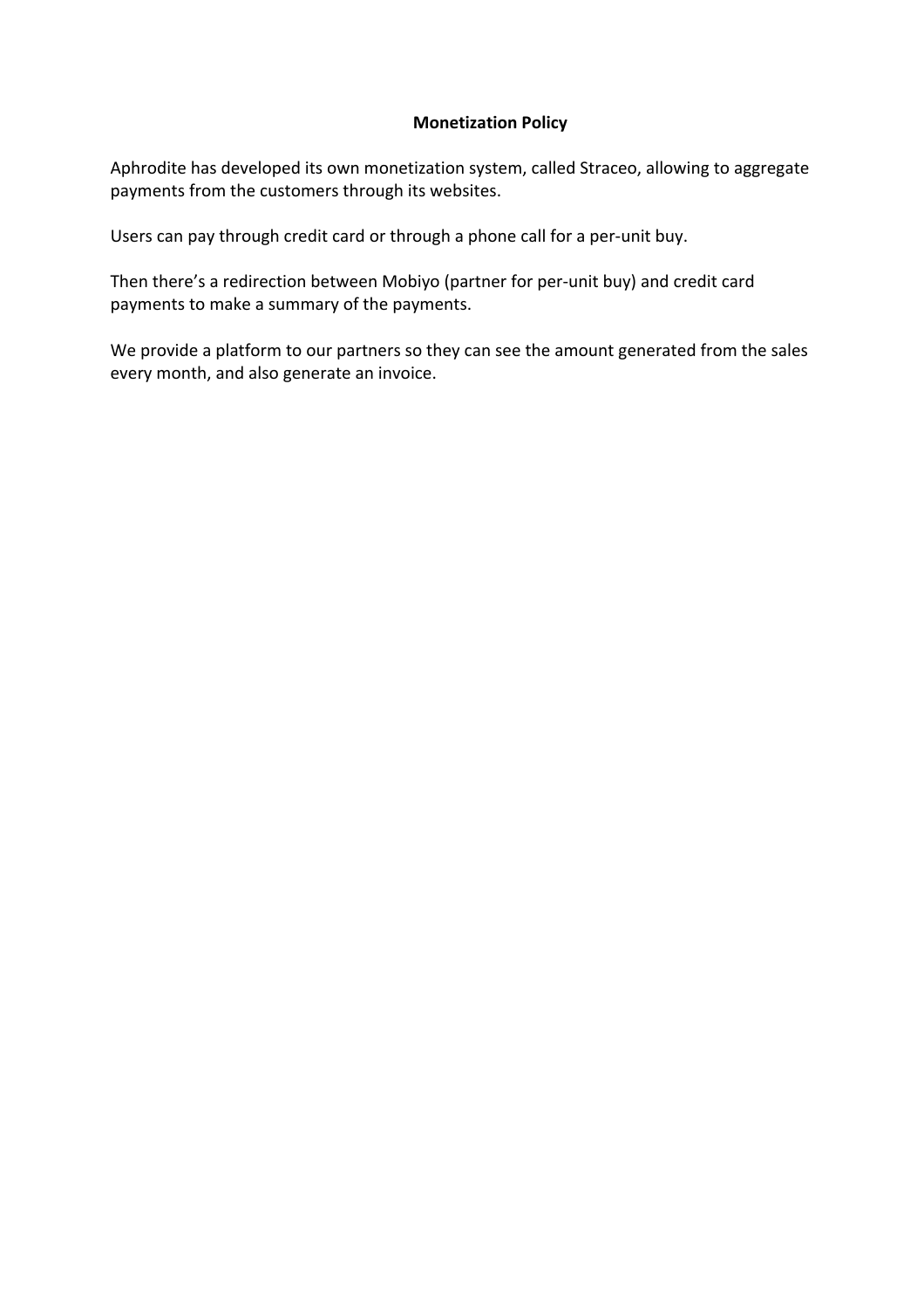**Monetization Policy**

Aphrodite has developed its own monetization system, called Straceo, allowing to aggregate payments from the customers through its websites.

Users can pay through credit card or through a phone call for a per-unit buy.

Then there's a redirection between Mobiyo (partner for per-unit buy) and credit card payments to make a summary of the payments.

We provide a platform to our partners so they can see the amount generated from the sales every month, and also generate an invoice.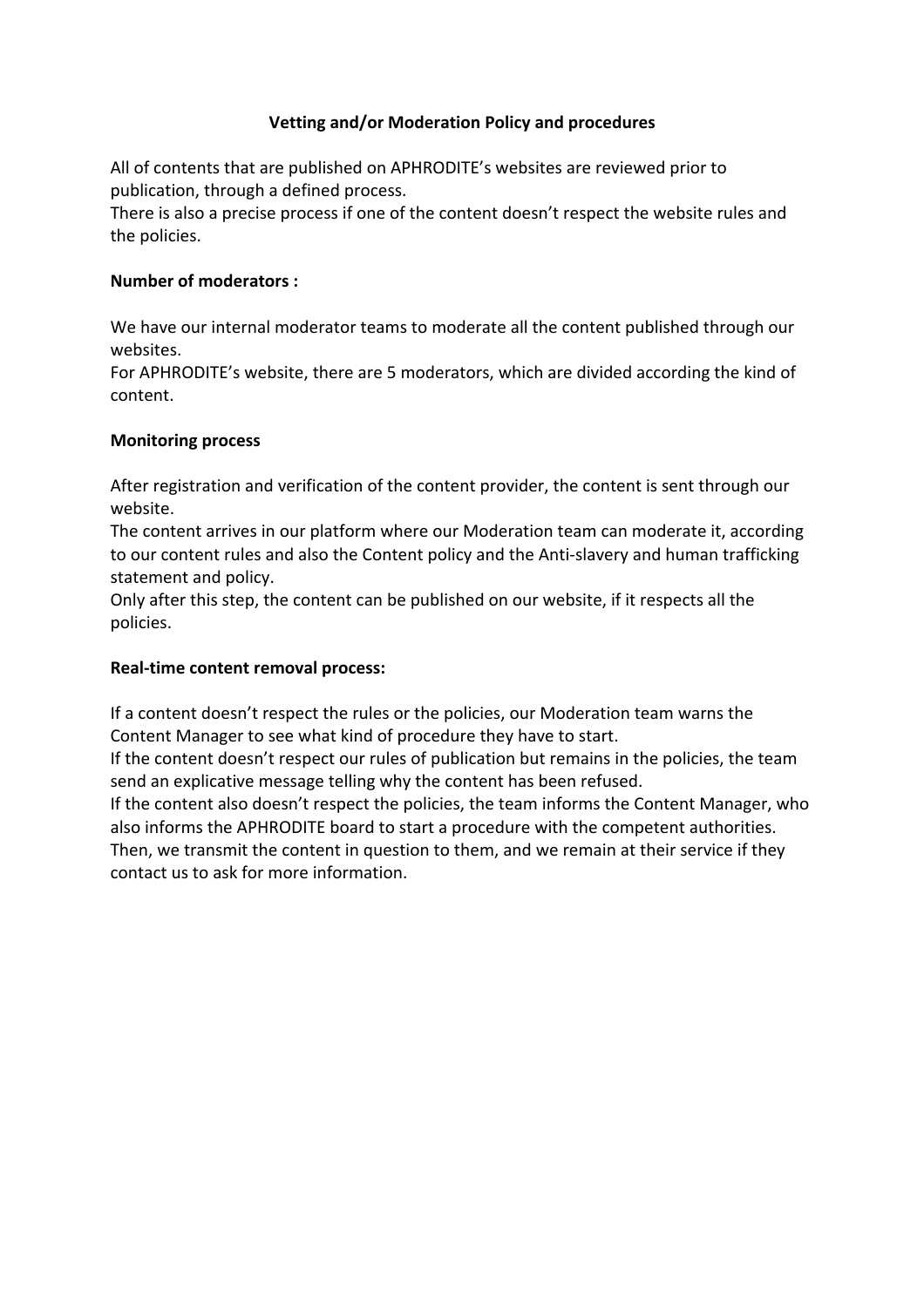**Vetting and/or Moderation Policy and procedures**

All of contents that are published on APHRODITE's websites are reviewed prior to publication, through a defined process.
There is also a precise process if one of the content doesn't respect the website rules and the policies.

**Number of moderators :**

We have our internal moderator teams to moderate all the content published through our websites.
For APHRODITE's website, there are 5 moderators, which are divided according the kind of content.

**Monitoring process**

After registration and verification of the content provider, the content is sent through our website.
The content arrives in our platform where our Moderation team can moderate it, according to our content rules and also the Content policy and the Anti-slavery and human trafficking statement and policy.
Only after this step, the content can be published on our website, if it respects all the policies.

**Real-time content removal process:**

If a content doesn't respect the rules or the policies, our Moderation team warns the Content Manager to see what kind of procedure they have to start.
If the content doesn't respect our rules of publication but remains in the policies, the team send an explicative message telling why the content has been refused.
If the content also doesn't respect the policies, the team informs the Content Manager, who also informs the APHRODITE board to start a procedure with the competent authorities. Then, we transmit the content in question to them, and we remain at their service if they contact us to ask for more information.